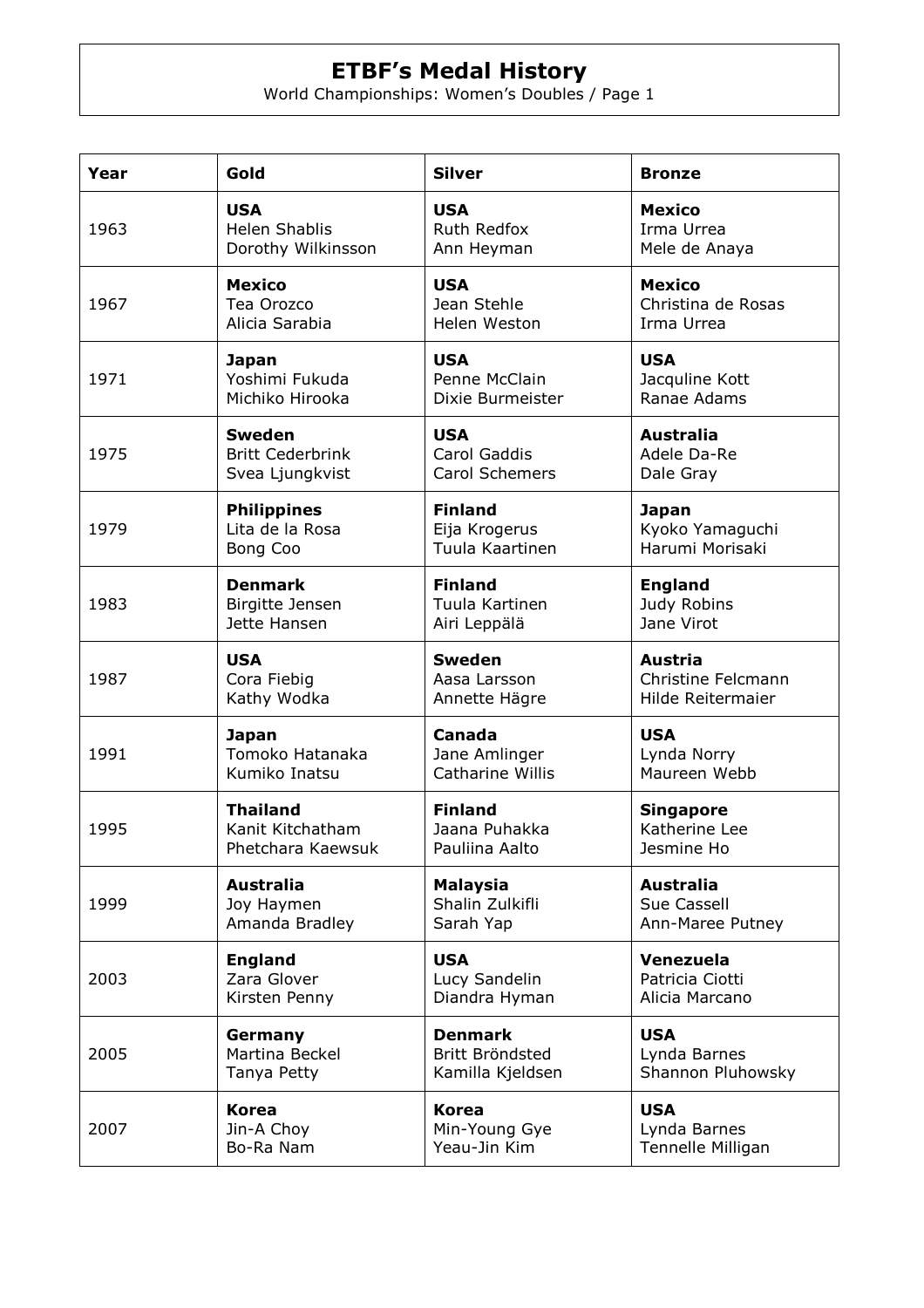# ETBF's Medal History

World Championships: Women's Doubles / Page 1

| Year | Gold | Silver | Bronze |
|---|---|---|---|
| 1963 | **USA**<br>Helen Shablis<br>Dorothy Wilkinsson | **USA**<br>Ruth Redfox<br>Ann Heyman | **Mexico**<br>Irma Urrea<br>Mele de Anaya |
| 1967 | **Mexico**<br>Tea Orozco<br>Alicia Sarabia | **USA**<br>Jean Stehle<br>Helen Weston | **Mexico**<br>Christina de Rosas<br>Irma Urrea |
| 1971 | **Japan**<br>Yoshimi Fukuda<br>Michiko Hirooka | **USA**<br>Penne McClain<br>Dixie Burmeister | **USA**<br>Jacquline Kott<br>Ranae Adams |
| 1975 | **Sweden**<br>Britt Cederbrink<br>Svea Ljungkvist | **USA**<br>Carol Gaddis<br>Carol Schemers | **Australia**<br>Adele Da-Re<br>Dale Gray |
| 1979 | **Philippines**<br>Lita de la Rosa<br>Bong Coo | **Finland**<br>Eija Krogerus<br>Tuula Kaartinen | **Japan**<br>Kyoko Yamaguchi<br>Harumi Morisaki |
| 1983 | **Denmark**<br>Birgitte Jensen<br>Jette Hansen | **Finland**<br>Tuula Kartinen<br>Airi Leppälä | **England**<br>Judy Robins<br>Jane Virot |
| 1987 | **USA**<br>Cora Fiebig<br>Kathy Wodka | **Sweden**<br>Aasa Larsson<br>Annette Hägre | **Austria**<br>Christine Felcmann<br>Hilde Reitermaier |
| 1991 | **Japan**<br>Tomoko Hatanaka<br>Kumiko Inatsu | **Canada**<br>Jane Amlinger<br>Catharine Willis | **USA**<br>Lynda Norry<br>Maureen Webb |
| 1995 | **Thailand**<br>Kanit Kitchatham<br>Phetchara Kaewsuk | **Finland**<br>Jaana Puhakka<br>Pauliina Aalto | **Singapore**<br>Katherine Lee<br>Jesmine Ho |
| 1999 | **Australia**<br>Joy Haymen<br>Amanda Bradley | **Malaysia**<br>Shalin Zulkifli<br>Sarah Yap | **Australia**<br>Sue Cassell<br>Ann-Maree Putney |
| 2003 | **England**<br>Zara Glover<br>Kirsten Penny | **USA**<br>Lucy Sandelin<br>Diandra Hyman | **Venezuela**<br>Patricia Ciotti<br>Alicia Marcano |
| 2005 | **Germany**<br>Martina Beckel<br>Tanya Petty | **Denmark**<br>Britt Bröndsted<br>Kamilla Kjeldsen | **USA**<br>Lynda Barnes<br>Shannon Pluhowsky |
| 2007 | **Korea**<br>Jin-A Choy<br>Bo-Ra Nam | **Korea**<br>Min-Young Gye<br>Yeau-Jin Kim | **USA**<br>Lynda Barnes<br>Tennelle Milligan |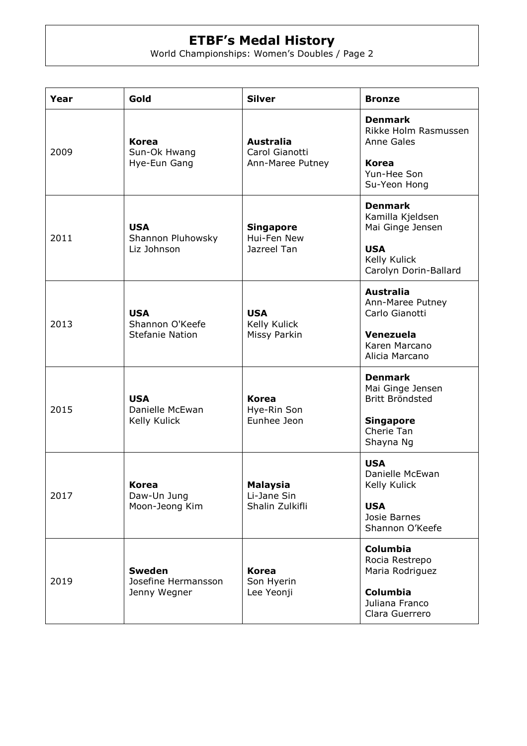# ETBF's Medal History

World Championships: Women's Doubles / Page 2

| Year | Gold | Silver | Bronze |
|---|---|---|---|
| 2009 | **Korea**<br>Sun-Ok Hwang<br>Hye-Eun Gang | **Australia**<br>Carol Gianotti<br>Ann-Maree Putney | **Denmark**<br>Rikke Holm Rasmussen<br>Anne Gales<br><br>**Korea**<br>Yun-Hee Son<br>Su-Yeon Hong |
| 2011 | **USA**<br>Shannon Pluhowsky<br>Liz Johnson | **Singapore**<br>Hui-Fen New<br>Jazreel Tan | **Denmark**<br>Kamilla Kjeldsen<br>Mai Ginge Jensen<br><br>**USA**<br>Kelly Kulick<br>Carolyn Dorin-Ballard |
| 2013 | **USA**<br>Shannon O'Keefe<br>Stefanie Nation | **USA**<br>Kelly Kulick<br>Missy Parkin | **Australia**<br>Ann-Maree Putney<br>Carlo Gianotti<br><br>**Venezuela**<br>Karen Marcano<br>Alicia Marcano |
| 2015 | **USA**<br>Danielle McEwan<br>Kelly Kulick | **Korea**<br>Hye-Rin Son<br>Eunhee Jeon | **Denmark**<br>Mai Ginge Jensen<br>Britt Bröndsted<br><br>**Singapore**<br>Cherie Tan<br>Shayna Ng |
| 2017 | **Korea**<br>Daw-Un Jung<br>Moon-Jeong Kim | **Malaysia**<br>Li-Jane Sin<br>Shalin Zulkifli | **USA**<br>Danielle McEwan<br>Kelly Kulick<br><br>**USA**<br>Josie Barnes<br>Shannon O'Keefe |
| 2019 | **Sweden**<br>Josefine Hermansson<br>Jenny Wegner | **Korea**<br>Son Hyerin<br>Lee Yeonji | **Columbia**<br>Rocia Restrepo<br>Maria Rodriguez<br><br>**Columbia**<br>Juliana Franco<br>Clara Guerrero |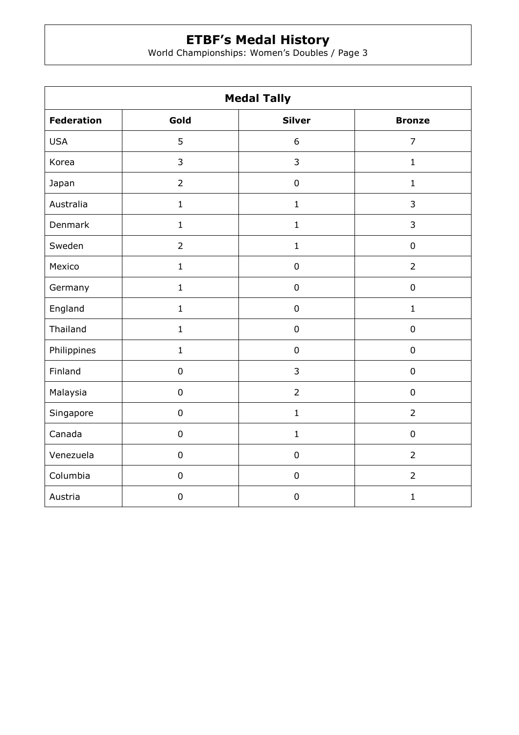# ETBF's Medal History

World Championships: Women's Doubles / Page 3

| Medal Tally | | | |
|---|---|---|---|
| **Federation** | **Gold** | **Silver** | **Bronze** |
| USA | 5 | 6 | 7 |
| Korea | 3 | 3 | 1 |
| Japan | 2 | 0 | 1 |
| Australia | 1 | 1 | 3 |
| Denmark | 1 | 1 | 3 |
| Sweden | 2 | 1 | 0 |
| Mexico | 1 | 0 | 2 |
| Germany | 1 | 0 | 0 |
| England | 1 | 0 | 1 |
| Thailand | 1 | 0 | 0 |
| Philippines | 1 | 0 | 0 |
| Finland | 0 | 3 | 0 |
| Malaysia | 0 | 2 | 0 |
| Singapore | 0 | 1 | 2 |
| Canada | 0 | 1 | 0 |
| Venezuela | 0 | 0 | 2 |
| Columbia | 0 | 0 | 2 |
| Austria | 0 | 0 | 1 |